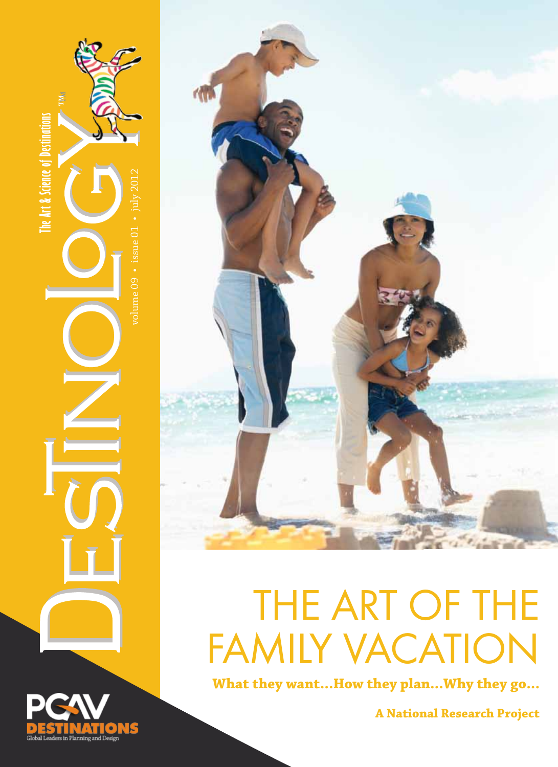# DESTINOLOGY™

The Art & Science of Destinations

volume 09 • issue 01 • july 2012

# THE ART OF THE FAMILY VACATION

**What they want...How they plan...Why they go...**

**A National Research Project**

PGAV DESTINATIONS

Global Leaders in Planning and Design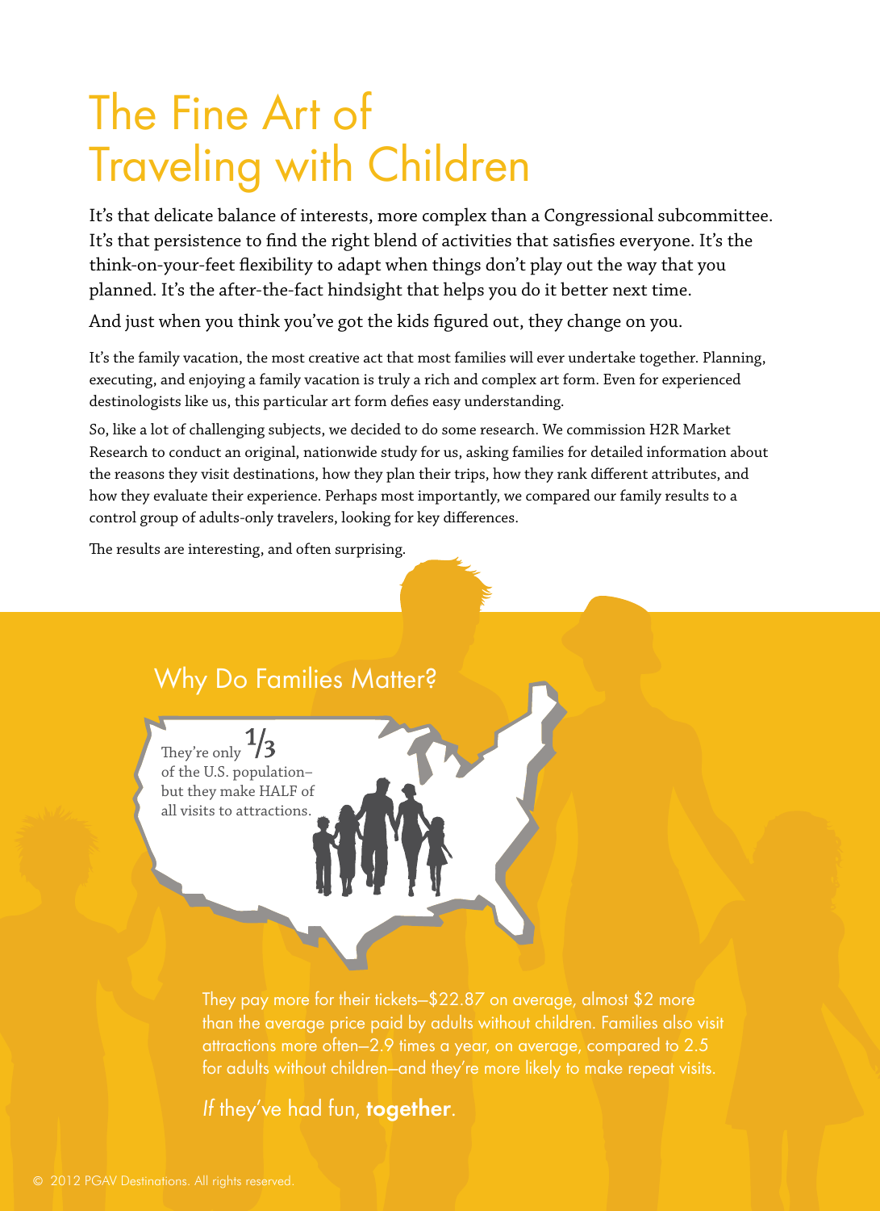# The Fine Art of Traveling with Children

It's that delicate balance of interests, more complex than a Congressional subcommittee. It's that persistence to find the right blend of activities that satisfies everyone. It's the think-on-your-feet flexibility to adapt when things don't play out the way that you planned. It's the after-the-fact hindsight that helps you do it better next time.

And just when you think you've got the kids figured out, they change on you.

It's the family vacation, the most creative act that most families will ever undertake together. Planning, executing, and enjoying a family vacation is truly a rich and complex art form. Even for experienced destinologists like us, this particular art form defies easy understanding.

So, like a lot of challenging subjects, we decided to do some research. We commission H2R Market Research to conduct an original, nationwide study for us, asking families for detailed information about the reasons they visit destinations, how they plan their trips, how they rank different attributes, and how they evaluate their experience. Perhaps most importantly, we compared our family results to a control group of adults-only travelers, looking for key differences.

The results are interesting, and often surprising.

## Why Do Families Matter?

They're only 1/3 of the U.S. population–but they make HALF of all visits to attractions.

They pay more for their tickets–$22.87 on average, almost $2 more than the average price paid by adults without children. Families also visit attractions more often–2.9 times a year, on average, compared to 2.5 for adults without children–and they're more likely to make repeat visits.

*If* they've had fun, **together**.

© 2012 PGAV Destinations. All rights reserved.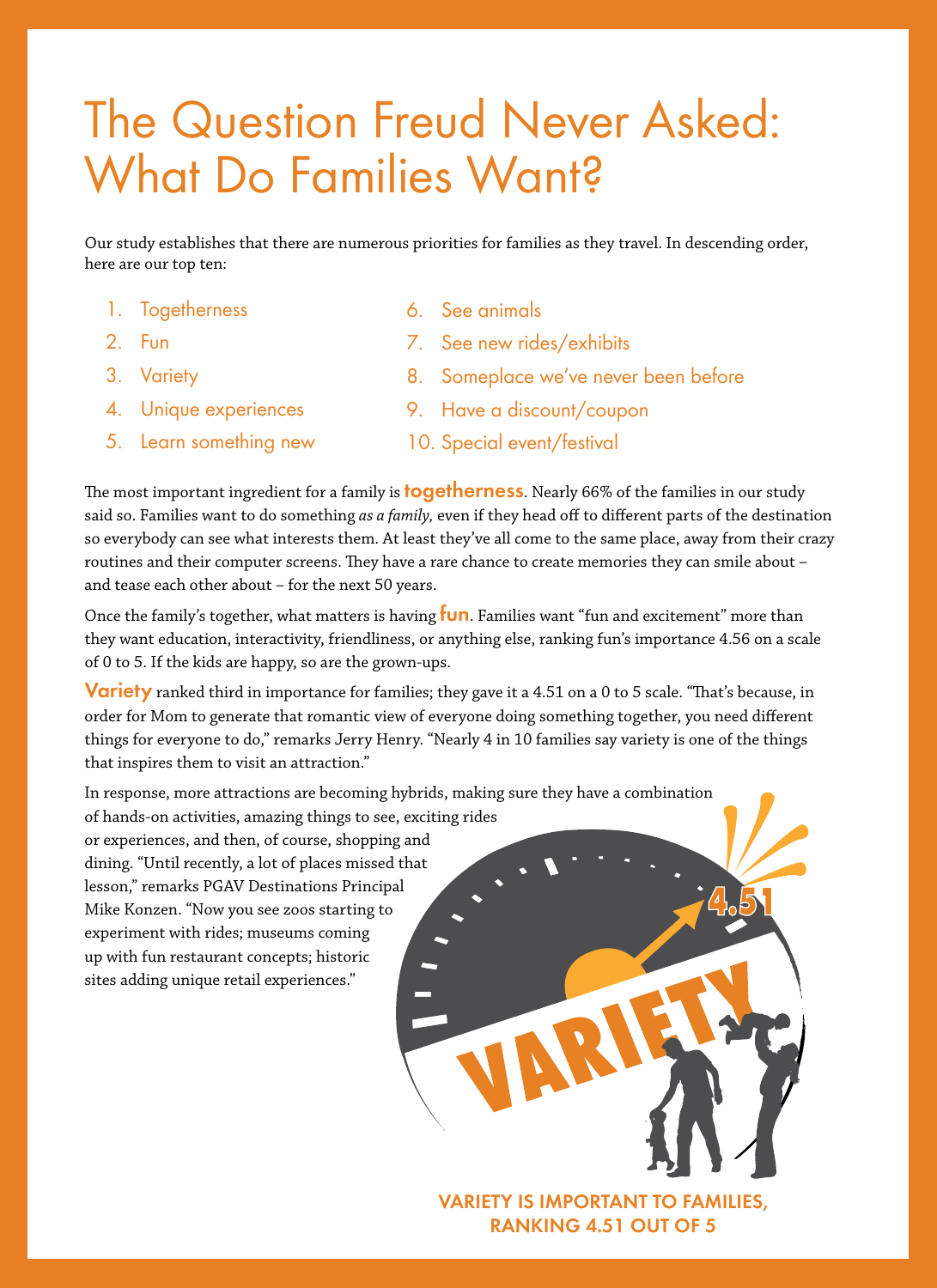# The Question Freud Never Asked: What Do Families Want?

Our study establishes that there are numerous priorities for families as they travel. In descending order, here are our top ten:

1. Togetherness
2. Fun
3. Variety
4. Unique experiences
5. Learn something new
6. See animals
7. See new rides/exhibits
8. Someplace we've never been before
9. Have a discount/coupon
10. Special event/festival

The most important ingredient for a family is **togetherness**. Nearly 66% of the families in our study said so. Families want to do something *as a family,* even if they head off to different parts of the destination so everybody can see what interests them. At least they've all come to the same place, away from their crazy routines and their computer screens. They have a rare chance to create memories they can smile about – and tease each other about – for the next 50 years.

Once the family's together, what matters is having **fun**. Families want "fun and excitement" more than they want education, interactivity, friendliness, or anything else, ranking fun's importance 4.56 on a scale of 0 to 5. If the kids are happy, so are the grown-ups.

**Variety** ranked third in importance for families; they gave it a 4.51 on a 0 to 5 scale. "That's because, in order for Mom to generate that romantic view of everyone doing something together, you need different things for everyone to do," remarks Jerry Henry. "Nearly 4 in 10 families say variety is one of the things that inspires them to visit an attraction."

In response, more attractions are becoming hybrids, making sure they have a combination of hands-on activities, amazing things to see, exciting rides or experiences, and then, of course, shopping and dining. "Until recently, a lot of places missed that lesson," remarks PGAV Destinations Principal Mike Konzen. "Now you see zoos starting to experiment with rides; museums coming up with fun restaurant concepts; historic sites adding unique retail experiences."

VARIETY IS IMPORTANT TO FAMILIES, RANKING 4.51 OUT OF 5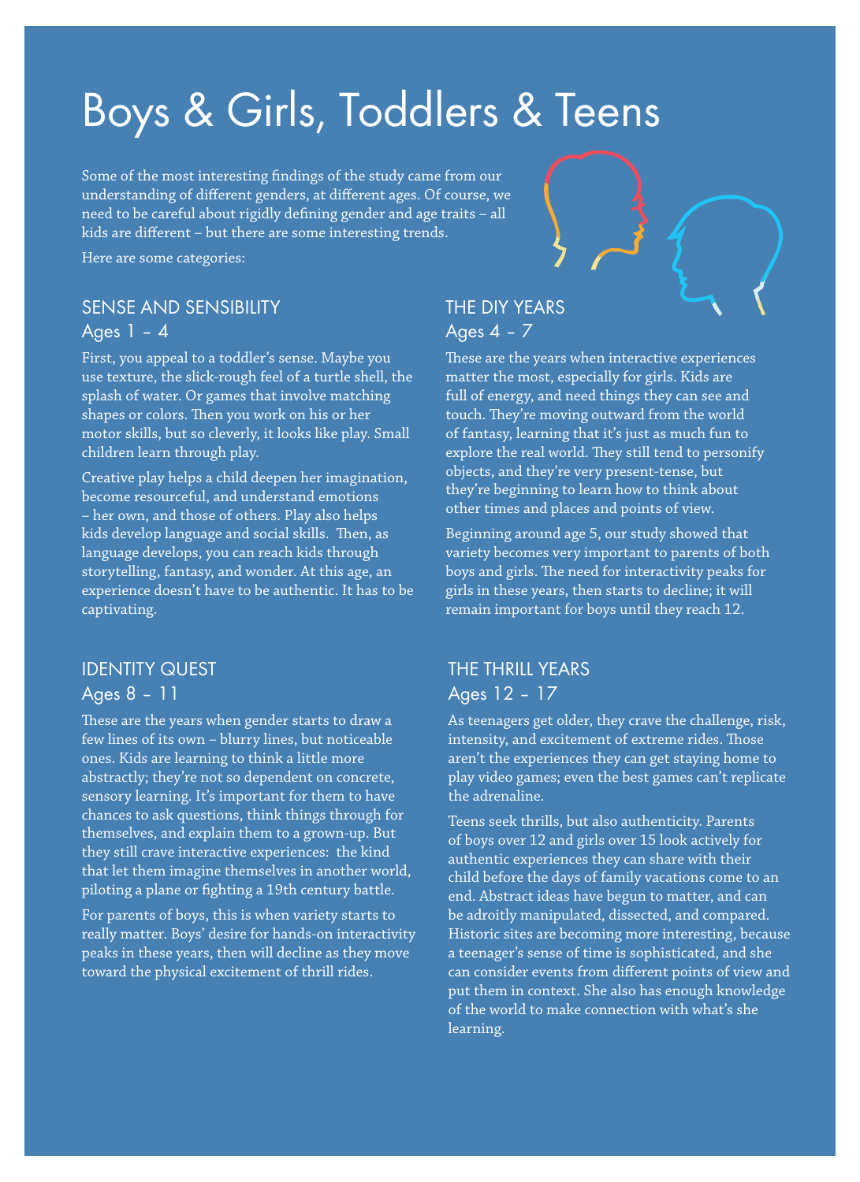# Boys & Girls, Toddlers & Teens

Some of the most interesting findings of the study came from our understanding of different genders, at different ages. Of course, we need to be careful about rigidly defining gender and age traits – all kids are different – but there are some interesting trends.

Here are some categories:

## SENSE AND SENSIBILITY
### Ages 1 – 4

First, you appeal to a toddler's sense. Maybe you use texture, the slick-rough feel of a turtle shell, the splash of water. Or games that involve matching shapes or colors. Then you work on his or her motor skills, but so cleverly, it looks like play. Small children learn through play.

Creative play helps a child deepen her imagination, become resourceful, and understand emotions – her own, and those of others. Play also helps kids develop language and social skills. Then, as language develops, you can reach kids through storytelling, fantasy, and wonder. At this age, an experience doesn't have to be authentic. It has to be captivating.

## THE DIY YEARS
### Ages 4 – 7

These are the years when interactive experiences matter the most, especially for girls. Kids are full of energy, and need things they can see and touch. They're moving outward from the world of fantasy, learning that it's just as much fun to explore the real world. They still tend to personify objects, and they're very present-tense, but they're beginning to learn how to think about other times and places and points of view.

Beginning around age 5, our study showed that variety becomes very important to parents of both boys and girls. The need for interactivity peaks for girls in these years, then starts to decline; it will remain important for boys until they reach 12.

## IDENTITY QUEST
### Ages 8 – 11

These are the years when gender starts to draw a few lines of its own – blurry lines, but noticeable ones. Kids are learning to think a little more abstractly; they're not so dependent on concrete, sensory learning. It's important for them to have chances to ask questions, think things through for themselves, and explain them to a grown-up. But they still crave interactive experiences: the kind that let them imagine themselves in another world, piloting a plane or fighting a 19th century battle.

For parents of boys, this is when variety starts to really matter. Boys' desire for hands-on interactivity peaks in these years, then will decline as they move toward the physical excitement of thrill rides.

## THE THRILL YEARS
### Ages 12 – 17

As teenagers get older, they crave the challenge, risk, intensity, and excitement of extreme rides. Those aren't the experiences they can get staying home to play video games; even the best games can't replicate the adrenaline.

Teens seek thrills, but also authenticity. Parents of boys over 12 and girls over 15 look actively for authentic experiences they can share with their child before the days of family vacations come to an end. Abstract ideas have begun to matter, and can be adroitly manipulated, dissected, and compared. Historic sites are becoming more interesting, because a teenager's sense of time is sophisticated, and she can consider events from different points of view and put them in context. She also has enough knowledge of the world to make connection with what's she learning.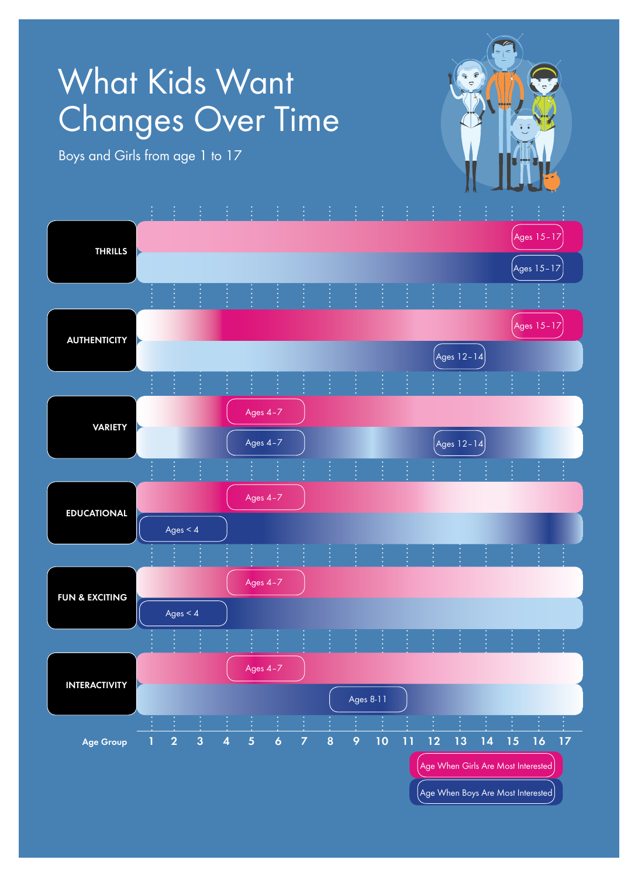# What Kids Want Changes Over Time

Boys and Girls from age 1 to 17

| | Age When Girls Are Most Interested | Age When Boys Are Most Interested |
|---|---|---|
| THRILLS | Ages 15–17 | Ages 15–17 |
| AUTHENTICITY | Ages 15–17 | Ages 12–14 |
| VARIETY | Ages 4–7 | Ages 4–7; Ages 12–14 |
| EDUCATIONAL | Ages 4–7 | Ages < 4 |
| FUN & EXCITING | Ages 4–7 | Ages < 4 |
| INTERACTIVITY | Ages 4–7 | Ages 8-11 |

Age Group: 1 2 3 4 5 6 7 8 9 10 11 12 13 14 15 16 17

Age When Girls Are Most Interested

Age When Boys Are Most Interested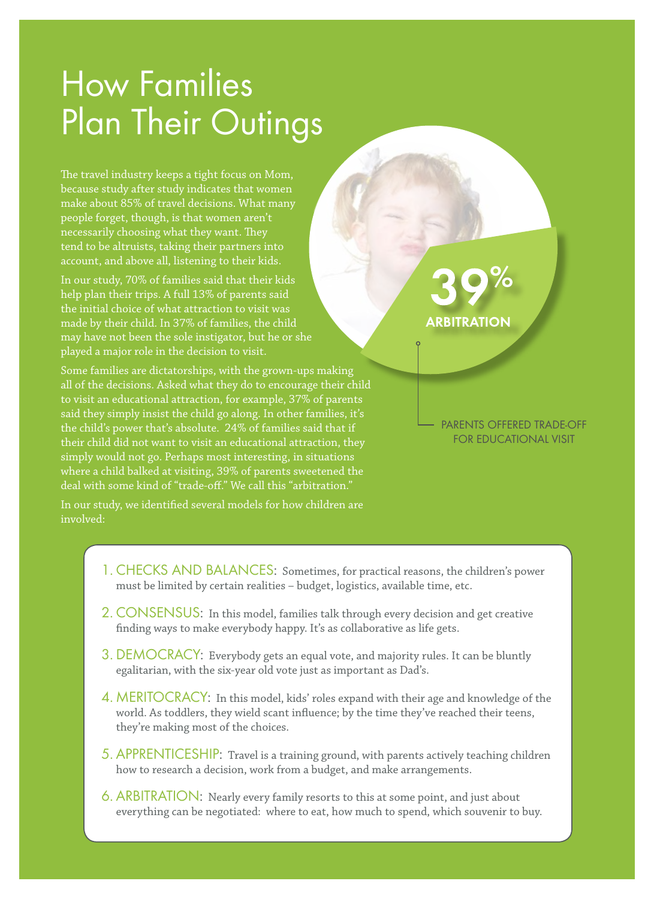# How Families Plan Their Outings

The travel industry keeps a tight focus on Mom, because study after study indicates that women make about 85% of travel decisions. What many people forget, though, is that women aren't necessarily choosing what they want. They tend to be altruists, taking their partners into account, and above all, listening to their kids.

In our study, 70% of families said that their kids help plan their trips. A full 13% of parents said the initial choice of what attraction to visit was made by their child. In 37% of families, the child may have not been the sole instigator, but he or she played a major role in the decision to visit.

Some families are dictatorships, with the grown-ups making all of the decisions. Asked what they do to encourage their child to visit an educational attraction, for example, 37% of parents said they simply insist the child go along. In other families, it's the child's power that's absolute. 24% of families said that if their child did not want to visit an educational attraction, they simply would not go. Perhaps most interesting, in situations where a child balked at visiting, 39% of parents sweetened the deal with some kind of "trade-off." We call this "arbitration."

In our study, we identified several models for how children are involved:

**39%**
**ARBITRATION**

PARENTS OFFERED TRADE-OFF FOR EDUCATIONAL VISIT

1. CHECKS AND BALANCES: Sometimes, for practical reasons, the children's power must be limited by certain realities – budget, logistics, available time, etc.
2. CONSENSUS: In this model, families talk through every decision and get creative finding ways to make everybody happy. It's as collaborative as life gets.
3. DEMOCRACY: Everybody gets an equal vote, and majority rules. It can be bluntly egalitarian, with the six-year old vote just as important as Dad's.
4. MERITOCRACY: In this model, kids' roles expand with their age and knowledge of the world. As toddlers, they wield scant influence; by the time they've reached their teens, they're making most of the choices.
5. APPRENTICESHIP: Travel is a training ground, with parents actively teaching children how to research a decision, work from a budget, and make arrangements.
6. ARBITRATION: Nearly every family resorts to this at some point, and just about everything can be negotiated: where to eat, how much to spend, which souvenir to buy.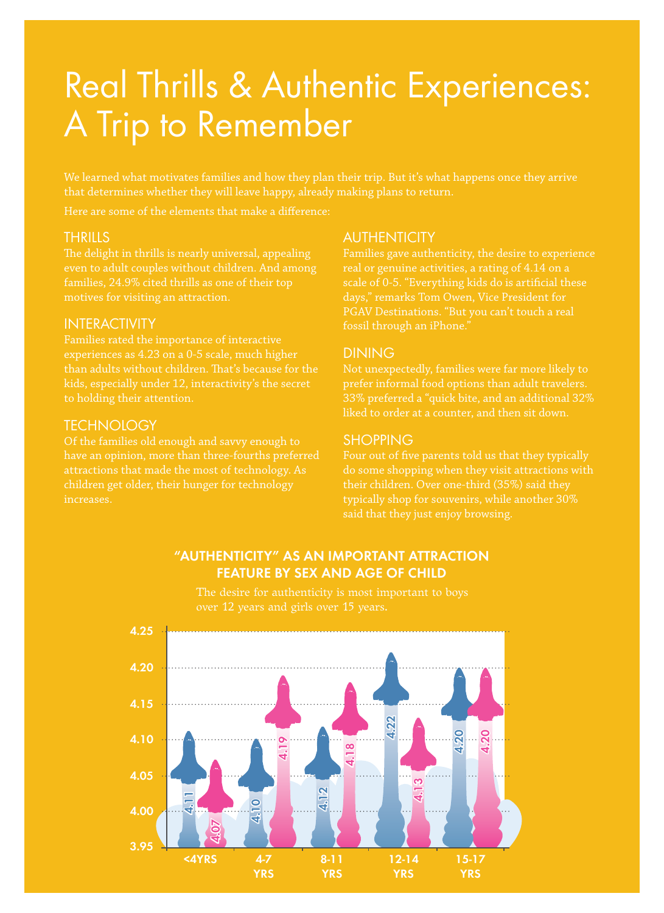# Real Thrills & Authentic Experiences: A Trip to Remember

We learned what motivates families and how they plan their trip. But it's what happens once they arrive that determines whether they will leave happy, already making plans to return.

Here are some of the elements that make a difference:

## THRILLS

The delight in thrills is nearly universal, appealing even to adult couples without children. And among families, 24.9% cited thrills as one of their top motives for visiting an attraction.

## INTERACTIVITY

Families rated the importance of interactive experiences as 4.23 on a 0-5 scale, much higher than adults without children. That's because for the kids, especially under 12, interactivity's the secret to holding their attention.

## TECHNOLOGY

Of the families old enough and savvy enough to have an opinion, more than three-fourths preferred attractions that made the most of technology. As children get older, their hunger for technology increases.

## AUTHENTICITY

Families gave authenticity, the desire to experience real or genuine activities, a rating of 4.14 on a scale of 0-5. "Everything kids do is artificial these days," remarks Tom Owen, Vice President for PGAV Destinations. "But you can't touch a real fossil through an iPhone."

## DINING

Not unexpectedly, families were far more likely to prefer informal food options than adult travelers. 33% preferred a "quick bite, and an additional 32% liked to order at a counter, and then sit down.

## SHOPPING

Four out of five parents told us that they typically do some shopping when they visit attractions with their children. Over one-third (35%) said they typically shop for souvenirs, while another 30% said that they just enjoy browsing.

### "AUTHENTICITY" AS AN IMPORTANT ATTRACTION FEATURE BY SEX AND AGE OF CHILD

The desire for authenticity is most important to boys over 12 years and girls over 15 years.

| Age of child | Boys | Girls |
|---|---|---|
| <4YRS | 4.11 | 4.07 |
| 4-7 YRS | 4.10 | 4.19 |
| 8-11 YRS | 4.12 | 4.18 |
| 12-14 YRS | 4.22 | 4.13 |
| 15-17 YRS | 4.20 | 4.20 |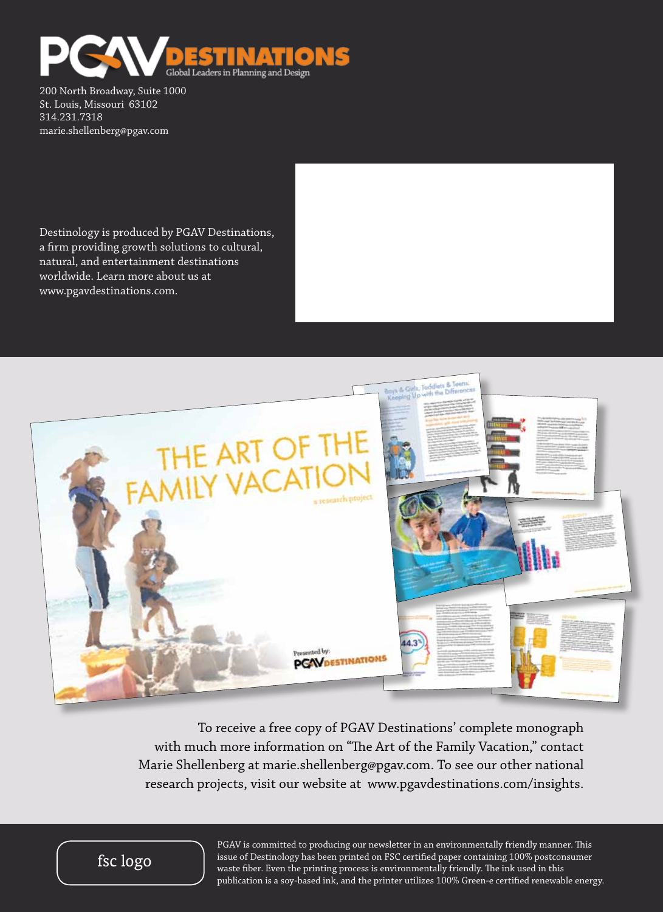PGAV DESTINATIONS
Global Leaders in Planning and Design

200 North Broadway, Suite 1000
St. Louis, Missouri 63102
314.231.7318
marie.shellenberg@pgav.com

Destinology is produced by PGAV Destinations, a firm providing growth solutions to cultural, natural, and entertainment destinations worldwide. Learn more about us at www.pgavdestinations.com.

To receive a free copy of PGAV Destinations' complete monograph with much more information on "The Art of the Family Vacation," contact Marie Shellenberg at marie.shellenberg@pgav.com. To see our other national research projects, visit our website at www.pgavdestinations.com/insights.

fsc logo

PGAV is committed to producing our newsletter in an environmentally friendly manner. This issue of Destinology has been printed on FSC certified paper containing 100% postconsumer waste fiber. Even the printing process is environmentally friendly. The ink used in this publication is a soy-based ink, and the printer utilizes 100% Green-e certified renewable energy.